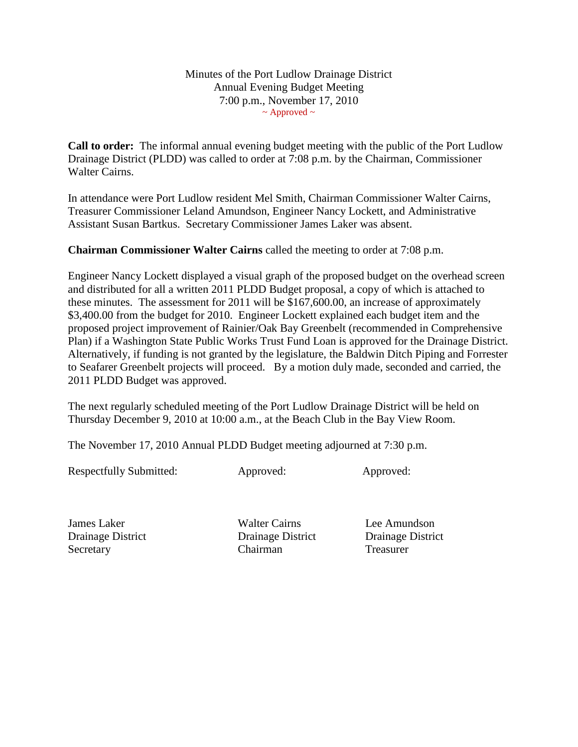Minutes of the Port Ludlow Drainage District
Annual Evening Budget Meeting
7:00 p.m., November 17, 2010
~ Approved ~

**Call to order:** The informal annual evening budget meeting with the public of the Port Ludlow Drainage District (PLDD) was called to order at 7:08 p.m. by the Chairman, Commissioner Walter Cairns.

In attendance were Port Ludlow resident Mel Smith, Chairman Commissioner Walter Cairns, Treasurer Commissioner Leland Amundson, Engineer Nancy Lockett, and Administrative Assistant Susan Bartkus. Secretary Commissioner James Laker was absent.

**Chairman Commissioner Walter Cairns** called the meeting to order at 7:08 p.m.

Engineer Nancy Lockett displayed a visual graph of the proposed budget on the overhead screen and distributed for all a written 2011 PLDD Budget proposal, a copy of which is attached to these minutes. The assessment for 2011 will be $167,600.00, an increase of approximately $3,400.00 from the budget for 2010. Engineer Lockett explained each budget item and the proposed project improvement of Rainier/Oak Bay Greenbelt (recommended in Comprehensive Plan) if a Washington State Public Works Trust Fund Loan is approved for the Drainage District. Alternatively, if funding is not granted by the legislature, the Baldwin Ditch Piping and Forrester to Seafarer Greenbelt projects will proceed. By a motion duly made, seconded and carried, the 2011 PLDD Budget was approved.

The next regularly scheduled meeting of the Port Ludlow Drainage District will be held on Thursday December 9, 2010 at 10:00 a.m., at the Beach Club in the Bay View Room.

The November 17, 2010 Annual PLDD Budget meeting adjourned at 7:30 p.m.

| Respectfully Submitted: | Approved: | Approved: |
|---|---|---|
| James Laker<br>Drainage District<br>Secretary | Walter Cairns<br>Drainage District<br>Chairman | Lee Amundson<br>Drainage District<br>Treasurer |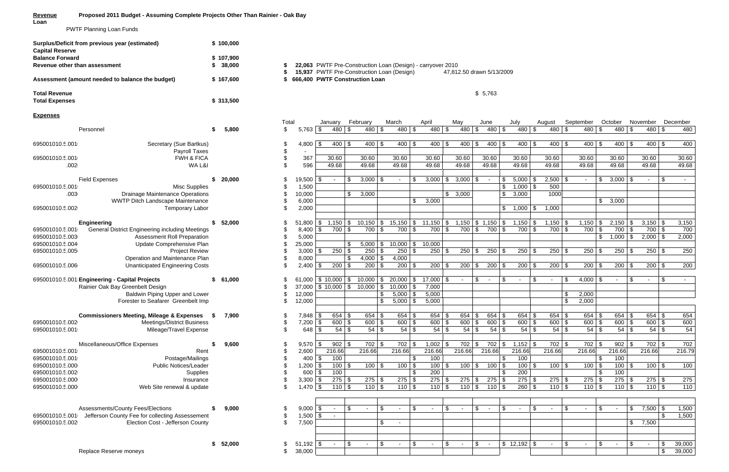**Revenue Loan** **Proposed 2011 Budget - Assuming Complete Projects Other Than Rainier - Oak Bay**

PWTF Planning Loan Funds

| | | | |
|---|---|---|---|
| **Surplus/Deficit from previous year (estimated)** | $ 100,000 | | |
| **Capital Reserve Balance Forward** | $ 107,900 | | |
| **Revenue other than assessment** | $ 38,000 | $ 22,063 | PWTF Pre-Construction Loan (Design) - carryover 2010 |
| | | $ 15,937 | PWTF Pre-Construction Loan (Design) — 47,812.50 drawn 5/13/2009 |
| **Assessment (amount needed to balance the budget)** | $ 167,600 | $ 666,400 | **PWTF Construction Loan** |
| **Total Revenue** | | $ 5,763 | |
| **Total Expenses** | $ 313,500 | | |

**Expenses**

| Account | Item | Budget | Total | January | February | March | April | May | June | July | August | September | October | November | December |
|---|---|---|---|---|---|---|---|---|---|---|---|---|---|---|---|
| | Personnel | $ 5,800 | $ 5,763 | $ 480 | $ 480 | $ 480 | $ 480 | $ 480 | $ 480 | $ 480 | $ 480 | $ 480 | $ 480 | $ 480 | $ 480 |
| 695001010.5.001 | Secretary (Sue Bartkus) | | $ 4,800 | $ 400 | $ 400 | $ 400 | $ 400 | $ 400 | $ 400 | $ 400 | $ 400 | $ 400 | $ 400 | $ 400 | $ 400 |
| | Payroll Taxes | | $ - | | | | | | | | | | | | |
| 695001010.5.001 | FWH & FICA | | $ 367 | 30.60 | 30.60 | 30.60 | 30.60 | 30.60 | 30.60 | 30.60 | 30.60 | 30.60 | 30.60 | 30.60 | 30.60 |
| .002 | WA L&I | | $ 596 | 49.68 | 49.68 | 49.68 | 49.68 | 49.68 | 49.68 | 49.68 | 49.68 | 49.68 | 49.68 | 49.68 | 49.68 |
| | Field Expenses | $ 20,000 | $ 19,500 | $ - | $ 3,000 | $ - | $ 3,000 | $ 3,000 | $ - | $ 5,000 | $ 2,500 | $ - | $ 3,000 | $ - | $ - |
| 695001010.5.001 | Misc Supplies | | $ 1,500 | | | | | | | $ 1,000 | $ 500 | | | | |
| .003 | Drainage Maintenance Operations | | $ 10,000 | | $ 3,000 | | | $ 3,000 | | $ 3,000 | 1000 | | | | |
| | WWTP Ditch Landscape Maintenance | | $ 6,000 | | | | $ 3,000 | | | | | | $ 3,000 | | |
| 695001010.5.002 | Temporary Labor | | $ 2,000 | | | | | | | $ 1,000 | $ 1,000 | | | | |
| | **Engineering** | $ 52,000 | $ 51,800 | $ 1,150 | $ 10,150 | $ 15,150 | $ 11,150 | $ 1,150 | $ 1,150 | $ 1,150 | $ 1,150 | $ 1,150 | $ 2,150 | $ 3,150 | $ 3,150 |
| 695001010.5.001 | General District Engineering including Meetings | | $ 8,400 | $ 700 | $ 700 | $ 700 | $ 700 | $ 700 | $ 700 | $ 700 | $ 700 | $ 700 | $ 700 | $ 700 | $ 700 |
| 695001010.5.003 | Assessment Roll Preparation | | $ 5,000 | | | | | | | | | | $ 1,000 | $ 2,000 | $ 2,000 |
| 695001010.5.004 | Update Comprehensive Plan | | $ 25,000 | | $ 5,000 | $ 10,000 | $ 10,000 | | | | | | | | |
| 695001010.5.005 | Project Review | | $ 3,000 | $ 250 | $ 250 | $ 250 | $ 250 | $ 250 | $ 250 | $ 250 | $ 250 | $ 250 | $ 250 | $ 250 | $ 250 |
| | Operation and Maintenance Plan | | $ 8,000 | | $ 4,000 | $ 4,000 | | | | | | | | | |
| 695001010.5.006 | Unanticipated Engineering Costs | | $ 2,400 | $ 200 | $ 200 | $ 200 | $ 200 | $ 200 | $ 200 | $ 200 | $ 200 | $ 200 | $ 200 | $ 200 | $ 200 |
| 695001010.5.001 | **Engineering - Capital Projects** | $ 61,000 | $ 61,000 | $ 10,000 | $ 10,000 | $ 20,000 | $ 17,000 | $ - | $ - | $ - | $ - | $ 4,000 | $ - | $ - | $ - |
| | Rainier Oak Bay Greenbelt Design | | $ 37,000 | $ 10,000 | $ 10,000 | $ 10,000 | $ 7,000 | | | | | | | | |
| | Baldwin Piping Upper and Lower | | $ 12,000 | | | $ 5,000 | $ 5,000 | | | | | $ 2,000 | | | |
| | Forester to Seafarer Greenbelt Imp | | $ 12,000 | | | $ 5,000 | $ 5,000 | | | | | $ 2,000 | | | |
| | **Commissioners Meeting, Mileage & Expenses** | $ 7,900 | $ 7,848 | $ 654 | $ 654 | $ 654 | $ 654 | $ 654 | $ 654 | $ 654 | $ 654 | $ 654 | $ 654 | $ 654 | $ 654 |
| 695001010.5.002 | Meetings/District Business | | $ 7,200 | $ 600 | $ 600 | $ 600 | $ 600 | $ 600 | $ 600 | $ 600 | $ 600 | $ 600 | $ 600 | $ 600 | $ 600 |
| 695001010.5.001 | Mileage/Travel Expense | | $ 648 | $ 54 | $ 54 | $ 54 | $ 54 | $ 54 | $ 54 | $ 54 | $ 54 | $ 54 | $ 54 | $ 54 | $ 54 |
| | Miscellaneous/Office Expenses | $ 9,600 | $ 9,570 | $ 902 | $ 702 | $ 702 | $ 1,002 | $ 702 | $ 702 | $ 1,152 | $ 702 | $ 702 | $ 902 | $ 702 | $ 702 |
| 695001010.5.001 | Rent | | $ 2,600 | 216.66 | 216.66 | 216.66 | 216.66 | 216.66 | 216.66 | 216.66 | 216.66 | 216.66 | 216.66 | 216.66 | 216.79 |
| 695001010.5.001 | Postage/Mailings | | $ 400 | $ 100 | | | $ 100 | | | $ 100 | | | $ 100 | | |
| 695001010.5.000 | Public Notices/Leader | | $ 1,200 | $ 100 | $ 100 | $ 100 | $ 100 | $ 100 | $ 100 | $ 100 | $ 100 | $ 100 | $ 100 | $ 100 | $ 100 |
| 695001010.5.002 | Supplies | | $ 600 | $ 100 | | | $ 200 | | | $ 200 | | | $ 100 | | |
| 695001010.5.000 | Insurance | | $ 3,300 | $ 275 | $ 275 | $ 275 | $ 275 | $ 275 | $ 275 | $ 275 | $ 275 | $ 275 | $ 275 | $ 275 | $ 275 |
| 695001010.5.000 | Web Site renewal & update | | $ 1,470 | $ 110 | $ 110 | $ 110 | $ 110 | $ 110 | $ 110 | $ 260 | $ 110 | $ 110 | $ 110 | $ 110 | $ 110 |
| | Assessments/County Fees/Elections | $ 9,000 | $ 9,000 | $ - | $ - | $ - | $ - | $ - | $ - | $ - | $ - | $ - | $ - | $ 7,500 | $ 1,500 |
| 695001010.5.001 | Jefferson County Fee for collecting Assessement | | $ 1,500 | $ - | | | | | | | | | | | $ 1,500 |
| 695001010.5.002 | Election Cost - Jefferson County | | $ 7,500 | | | $ - | | | | | | | | $ 7,500 | |
| | | $ 52,000 | $ 51,192 | $ - | $ - | $ - | $ - | $ - | $ - | $ 12,192 | $ - | $ - | $ - | $ - | $ 39,000 |
| | Replace Reserve moneys | | $ 38,000 | | | | | | | | | | | | $ 39,000 |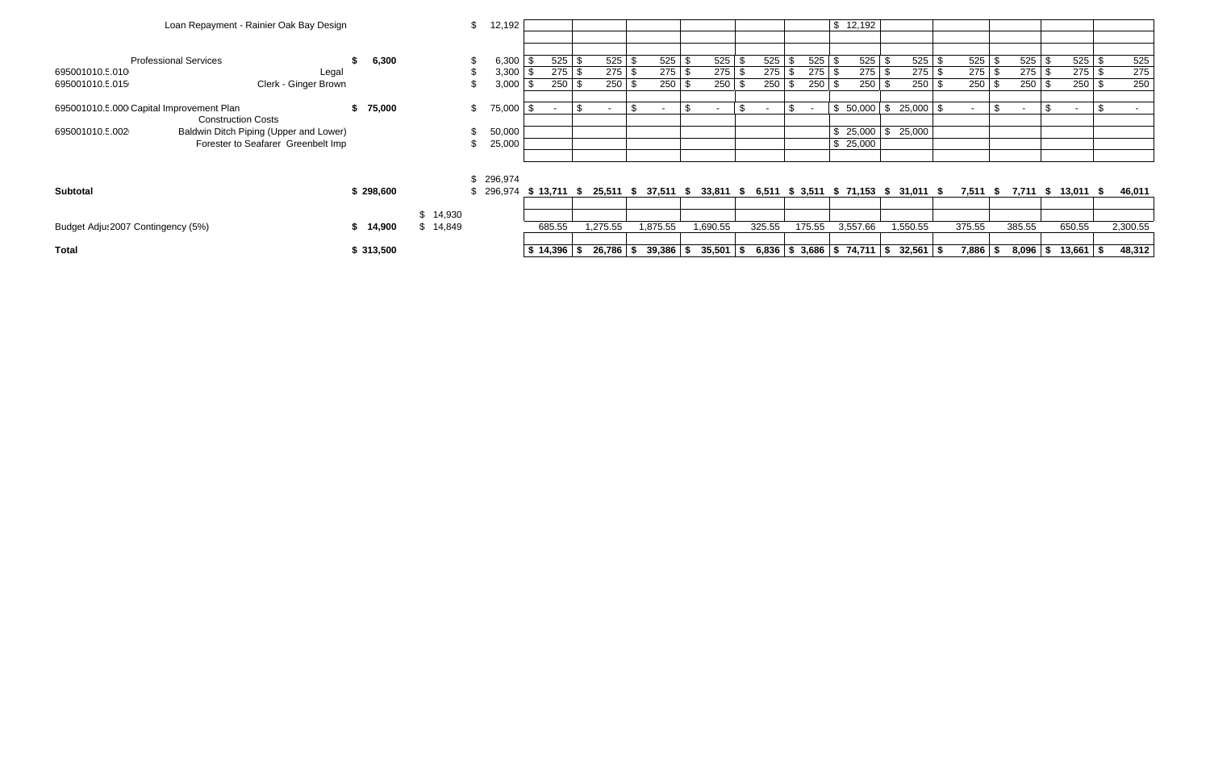| Account | Description | Budget | Adjustment | Amount | Col 1 | Col 2 | Col 3 | Col 4 | Col 5 | Col 6 | Col 7 | Col 8 | Col 9 | Col 10 | Col 11 | Col 12 |
|---|---|---|---|---|---|---|---|---|---|---|---|---|---|---|---|---|
| | Loan Repayment - Rainier Oak Bay Design | | | $ 12,192 | | | | | | | $ 12,192 | | | | | |
| | | | | | | | | | | | | | | | | |
| | Professional Services | $ 6,300 | | $ 6,300 | $ 525 | $ 525 | $ 525 | $ 525 | $ 525 | $ 525 | $ 525 | $ 525 | $ 525 | $ 525 | $ 525 | $ 525 |
| 695001010.5.010 | Legal | | | $ 3,300 | $ 275 | $ 275 | $ 275 | $ 275 | $ 275 | $ 275 | $ 275 | $ 275 | $ 275 | $ 275 | $ 275 | $ 275 |
| 695001010.5.015 | Clerk - Ginger Brown | | | $ 3,000 | $ 250 | $ 250 | $ 250 | $ 250 | $ 250 | $ 250 | $ 250 | $ 250 | $ 250 | $ 250 | $ 250 | $ 250 |
| | | | | | | | | | | | | | | | | |
| 695001010.5.000 | Capital Improvement Plan | $ 75,000 | | $ 75,000 | $ - | $ - | $ - | $ - | $ - | $ - | $ 50,000 | $ 25,000 | $ - | $ - | $ - | $ - |
| | Construction Costs | | | | | | | | | | | | | | | |
| 695001010.5.002 | Baldwin Ditch Piping (Upper and Lower) | | | $ 50,000 | | | | | | | $ 25,000 | $ 25,000 | | | | |
| | Forester to Seafarer Greenbelt Imp | | | $ 25,000 | | | | | | | $ 25,000 | | | | | |
| | | | | $ 296,974 | | | | | | | | | | | | |
| **Subtotal** | | **$ 298,600** | | $ 296,974 | **$ 13,711** | **$ 25,511** | **$ 37,511** | **$ 33,811** | **$ 6,511** | **$ 3,511** | **$ 71,153** | **$ 31,011** | **$ 7,511** | **$ 7,711** | **$ 13,011** | **$ 46,011** |
| | | | $ 14,930 | | | | | | | | | | | | | |
| Budget Adjus | 2007 Contingency (5%) | **$ 14,900** | $ 14,849 | | 685.55 | 1,275.55 | 1,875.55 | 1,690.55 | 325.55 | 175.55 | 3,557.66 | 1,550.55 | 375.55 | 385.55 | 650.55 | 2,300.55 |
| | | | | | | | | | | | | | | | | |
| **Total** | | **$ 313,500** | | | **$ 14,396** | **$ 26,786** | **$ 39,386** | **$ 35,501** | **$ 6,836** | **$ 3,686** | **$ 74,711** | **$ 32,561** | **$ 7,886** | **$ 8,096** | **$ 13,661** | **$ 48,312** |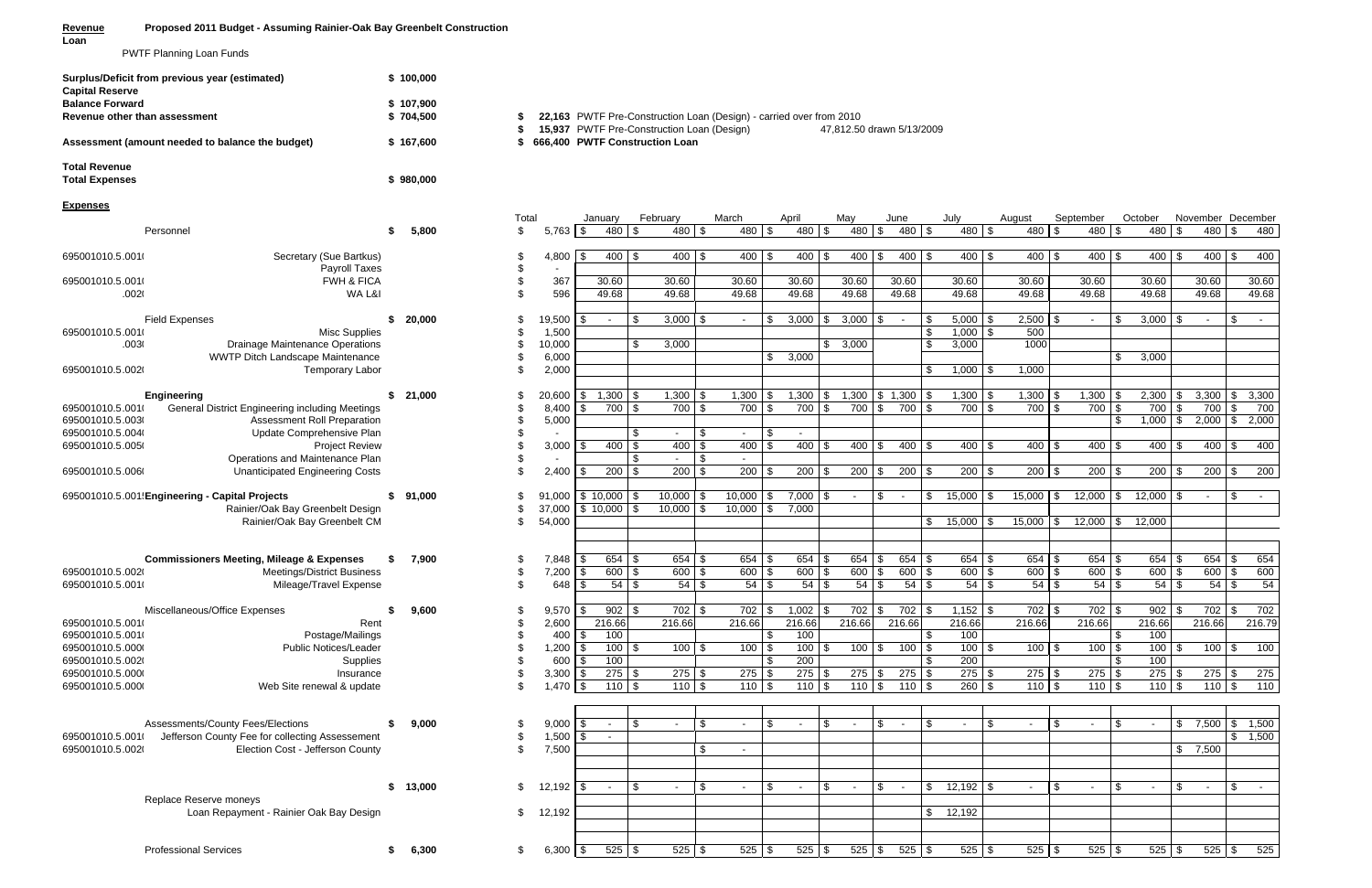**Revenue** **Proposed 2011 Budget - Assuming Rainier-Oak Bay Greenbelt Construction**

**Loan**

PWTF Planning Loan Funds

| | | | |
|---|---|---|---|
| **Surplus/Deficit from previous year (estimated)** | **$ 100,000** | | |
| **Capital Reserve** | | | |
| **Balance Forward** | **$ 107,900** | | |
| **Revenue other than assessment** | **$ 704,500** | **$ 22,163** | PWTF Pre-Construction Loan (Design) - carried over from 2010 |
| | | **$ 15,937** | PWTF Pre-Construction Loan (Design) 47,812.50 drawn 5/13/2009 |
| **Assessment (amount needed to balance the budget)** | **$ 167,600** | **$ 666,400** | **PWTF Construction Loan** |
| **Total Revenue** | | | |
| **Total Expenses** | **$ 980,000** | | |

**Expenses**

| Account | Item | Budget | Total | January | February | March | April | May | June | July | August | September | October | November | December |
|---|---|---|---|---|---|---|---|---|---|---|---|---|---|---|---|
| | Personnel | $ 5,800 | $ 5,763 | $ 480 | $ 480 | $ 480 | $ 480 | $ 480 | $ 480 | $ 480 | $ 480 | $ 480 | $ 480 | $ 480 | $ 480 |
| 695001010.5.001( | Secretary (Sue Bartkus) | | $ 4,800 | $ 400 | $ 400 | $ 400 | $ 400 | $ 400 | $ 400 | $ 400 | $ 400 | $ 400 | $ 400 | $ 400 | $ 400 |
| | Payroll Taxes | | $ - | | | | | | | | | | | | |
| 695001010.5.001( | FWH & FICA | | $ 367 | 30.60 | 30.60 | 30.60 | 30.60 | 30.60 | 30.60 | 30.60 | 30.60 | 30.60 | 30.60 | 30.60 | 30.60 |
| .002( | WA L&I | | $ 596 | 49.68 | 49.68 | 49.68 | 49.68 | 49.68 | 49.68 | 49.68 | 49.68 | 49.68 | 49.68 | 49.68 | 49.68 |
| | Field Expenses | $ 20,000 | $ 19,500 | $ - | $ 3,000 | $ - | $ 3,000 | $ 3,000 | $ - | $ 5,000 | $ 2,500 | $ - | $ 3,000 | $ - | $ - |
| 695001010.5.001( | Misc Supplies | | $ 1,500 | | | | | | | $ 1,000 | $ 500 | | | | |
| .003( | Drainage Maintenance Operations | | $ 10,000 | | $ 3,000 | | | $ 3,000 | | $ 3,000 | 1000 | | | | |
| | WWTP Ditch Landscape Maintenance | | $ 6,000 | | | | $ 3,000 | | | | | | $ 3,000 | | |
| 695001010.5.002( | Temporary Labor | | $ 2,000 | | | | | | | $ 1,000 | $ 1,000 | | | | |
| | **Engineering** | $ 21,000 | $ 20,600 | $ 1,300 | $ 1,300 | $ 1,300 | $ 1,300 | $ 1,300 | $ 1,300 | $ 1,300 | $ 1,300 | $ 1,300 | $ 2,300 | $ 3,300 | $ 3,300 |
| 695001010.5.001( | General District Engineering including Meetings | | $ 8,400 | $ 700 | $ 700 | $ 700 | $ 700 | $ 700 | $ 700 | $ 700 | $ 700 | $ 700 | $ 700 | $ 700 | $ 700 |
| 695001010.5.003( | Assessment Roll Preparation | | $ 5,000 | | | | | | | | | | $ 1,000 | $ 2,000 | $ 2,000 |
| 695001010.5.004( | Update Comprehensive Plan | | $ - | | $ - | $ - | $ - | | | | | | | | |
| 695001010.5.005( | Project Review | | $ 3,000 | $ 400 | $ 400 | $ 400 | $ 400 | $ 400 | $ 400 | $ 400 | $ 400 | $ 400 | $ 400 | $ 400 | $ 400 |
| | Operations and Maintenance Plan | | $ - | | $ - | $ - | | | | | | | | | |
| 695001010.5.006( | Unanticipated Engineering Costs | | $ 2,400 | $ 200 | $ 200 | $ 200 | $ 200 | $ 200 | $ 200 | $ 200 | $ 200 | $ 200 | $ 200 | $ 200 | $ 200 |
| 695001010.5.001! | **Engineering - Capital Projects** | $ 91,000 | $ 91,000 | $ 10,000 | $ 10,000 | $ 10,000 | $ 7,000 | $ - | $ - | $ 15,000 | $ 15,000 | $ 12,000 | $ 12,000 | $ - | $ - |
| | Rainier/Oak Bay Greenbelt Design | | $ 37,000 | $ 10,000 | $ 10,000 | $ 10,000 | $ 7,000 | | | | | | | | |
| | Rainier/Oak Bay Greenbelt CM | | $ 54,000 | | | | | | | $ 15,000 | $ 15,000 | $ 12,000 | $ 12,000 | | |
| | **Commissioners Meeting, Mileage & Expenses** | $ 7,900 | $ 7,848 | $ 654 | $ 654 | $ 654 | $ 654 | $ 654 | $ 654 | $ 654 | $ 654 | $ 654 | $ 654 | $ 654 | $ 654 |
| 695001010.5.002( | Meetings/District Business | | $ 7,200 | $ 600 | $ 600 | $ 600 | $ 600 | $ 600 | $ 600 | $ 600 | $ 600 | $ 600 | $ 600 | $ 600 | $ 600 |
| 695001010.5.001( | Mileage/Travel Expense | | $ 648 | $ 54 | $ 54 | $ 54 | $ 54 | $ 54 | $ 54 | $ 54 | $ 54 | $ 54 | $ 54 | $ 54 | $ 54 |
| | Miscellaneous/Office Expenses | $ 9,600 | $ 9,570 | $ 902 | $ 702 | $ 702 | $ 1,002 | $ 702 | $ 702 | $ 1,152 | $ 702 | $ 702 | $ 902 | $ 702 | $ 702 |
| 695001010.5.001( | Rent | | $ 2,600 | 216.66 | 216.66 | 216.66 | 216.66 | 216.66 | 216.66 | 216.66 | 216.66 | 216.66 | 216.66 | 216.66 | 216.79 |
| 695001010.5.001( | Postage/Mailings | | $ 400 | $ 100 | | | $ 100 | | | $ 100 | | | $ 100 | | |
| 695001010.5.000( | Public Notices/Leader | | $ 1,200 | $ 100 | $ 100 | $ 100 | $ 100 | $ 100 | $ 100 | $ 100 | $ 100 | $ 100 | $ 100 | $ 100 | $ 100 |
| 695001010.5.002( | Supplies | | $ 600 | $ 100 | | | $ 200 | | | $ 200 | | | $ 100 | | |
| 695001010.5.000( | Insurance | | $ 3,300 | $ 275 | $ 275 | $ 275 | $ 275 | $ 275 | $ 275 | $ 275 | $ 275 | $ 275 | $ 275 | $ 275 | $ 275 |
| 695001010.5.000( | Web Site renewal & update | | $ 1,470 | $ 110 | $ 110 | $ 110 | $ 110 | $ 110 | $ 110 | $ 260 | $ 110 | $ 110 | $ 110 | $ 110 | $ 110 |
| | Assessments/County Fees/Elections | $ 9,000 | $ 9,000 | $ - | $ - | $ - | $ - | $ - | $ - | $ - | $ - | $ - | $ - | $ 7,500 | $ 1,500 |
| 695001010.5.001( | Jefferson County Fee for collecting Assessement | | $ 1,500 | $ - | | | | | | | | | | | $ 1,500 |
| 695001010.5.002( | Election Cost - Jefferson County | | $ 7,500 | | | $ - | | | | | | | | $ 7,500 | |
| | | $ 13,000 | $ 12,192 | $ - | $ - | $ - | $ - | $ - | $ - | $ 12,192 | $ - | $ - | $ - | $ - | $ - |
| | Replace Reserve moneys | | | | | | | | | | | | | | |
| | Loan Repayment - Rainier Oak Bay Design | | $ 12,192 | | | | | | | $ 12,192 | | | | | |
| | Professional Services | $ 6,300 | $ 6,300 | $ 525 | $ 525 | $ 525 | $ 525 | $ 525 | $ 525 | $ 525 | $ 525 | $ 525 | $ 525 | $ 525 | $ 525 |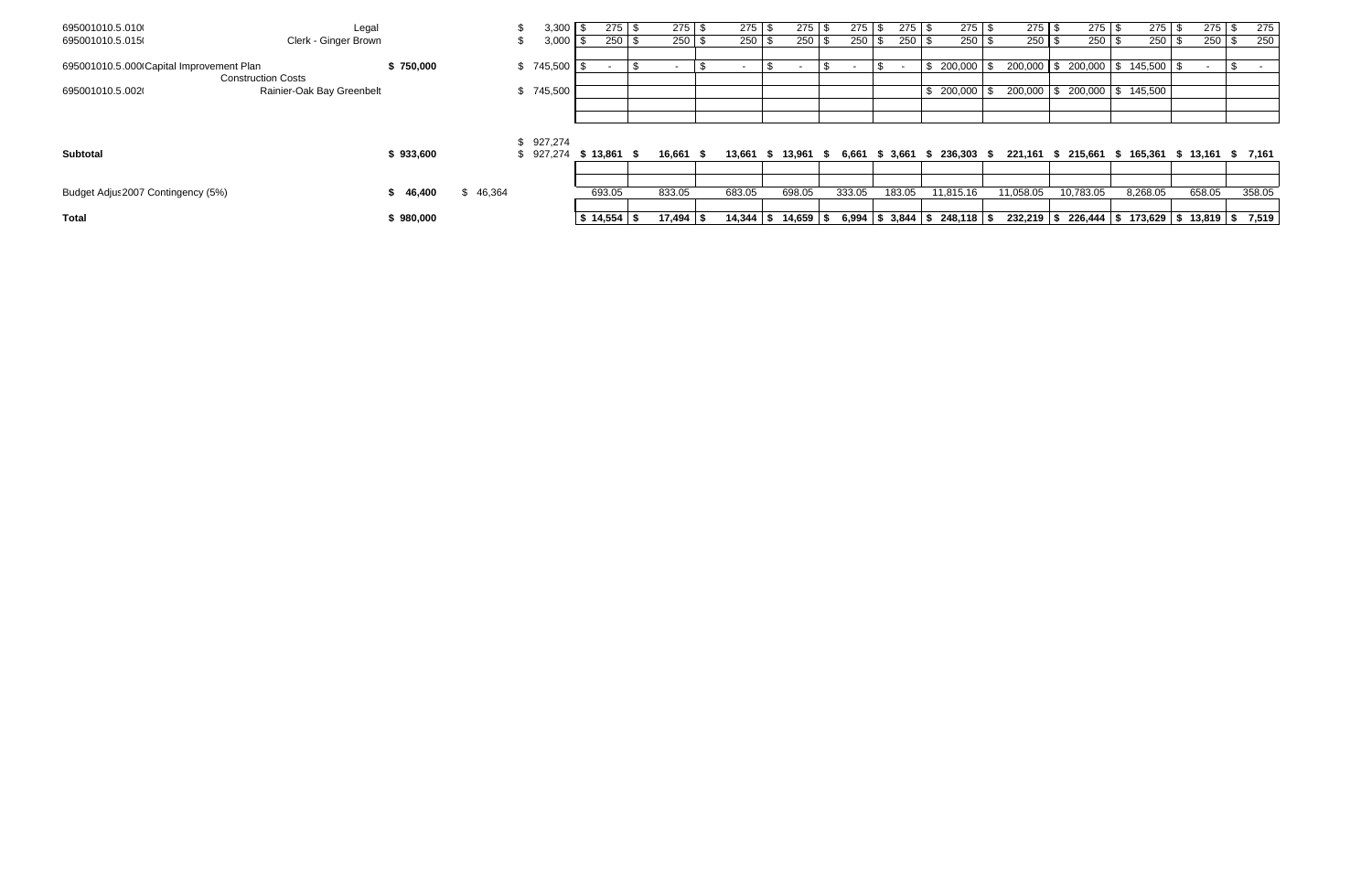| | | | | | | | | | | | | | | | | | |
|---|---|---|---|---|---|---|---|---|---|---|---|---|---|---|---|---|---|
| 695001010.5.010( | Legal | | | $ 3,300 | $ 275 | $ 275 | $ 275 | $ 275 | $ 275 | $ 275 | $ 275 | $ 275 | $ 275 | $ 275 | $ 275 | $ 275 |
| 695001010.5.015( | Clerk - Ginger Brown | | | $ 3,000 | $ 250 | $ 250 | $ 250 | $ 250 | $ 250 | $ 250 | $ 250 | $ 250 | $ 250 | $ 250 | $ 250 | $ 250 |
| 695001010.5.000( | Capital Improvement Plan | $ 750,000 | | $ 745,500 | $ - | $ - | $ - | $ - | $ - | $ - | $ 200,000 | $ 200,000 | $ 200,000 | $ 145,500 | $ - | $ - |
| | Construction Costs | | | | | | | | | | | | | | | |
| 695001010.5.002( | Rainier-Oak Bay Greenbelt | | | $ 745,500 | | | | | | | $ 200,000 | $ 200,000 | $ 200,000 | $ 145,500 | | |
| | | | | $ 927,274 | | | | | | | | | | | | |
| **Subtotal** | | **$ 933,600** | | $ 927,274 | **$ 13,861** | **$ 16,661** | **$ 13,661** | **$ 13,961** | **$ 6,661** | **$ 3,661** | **$ 236,303** | **$ 221,161** | **$ 215,661** | **$ 165,361** | **$ 13,161** | **$ 7,161** |
| Budget Adjus | 2007 Contingency (5%) | **$ 46,400** | $ 46,364 | | 693.05 | 833.05 | 683.05 | 698.05 | 333.05 | 183.05 | 11,815.16 | 11,058.05 | 10,783.05 | 8,268.05 | 658.05 | 358.05 |
| **Total** | | **$ 980,000** | | | **$ 14,554** | **$ 17,494** | **$ 14,344** | **$ 14,659** | **$ 6,994** | **$ 3,844** | **$ 248,118** | **$ 232,219** | **$ 226,444** | **$ 173,629** | **$ 13,819** | **$ 7,519** |